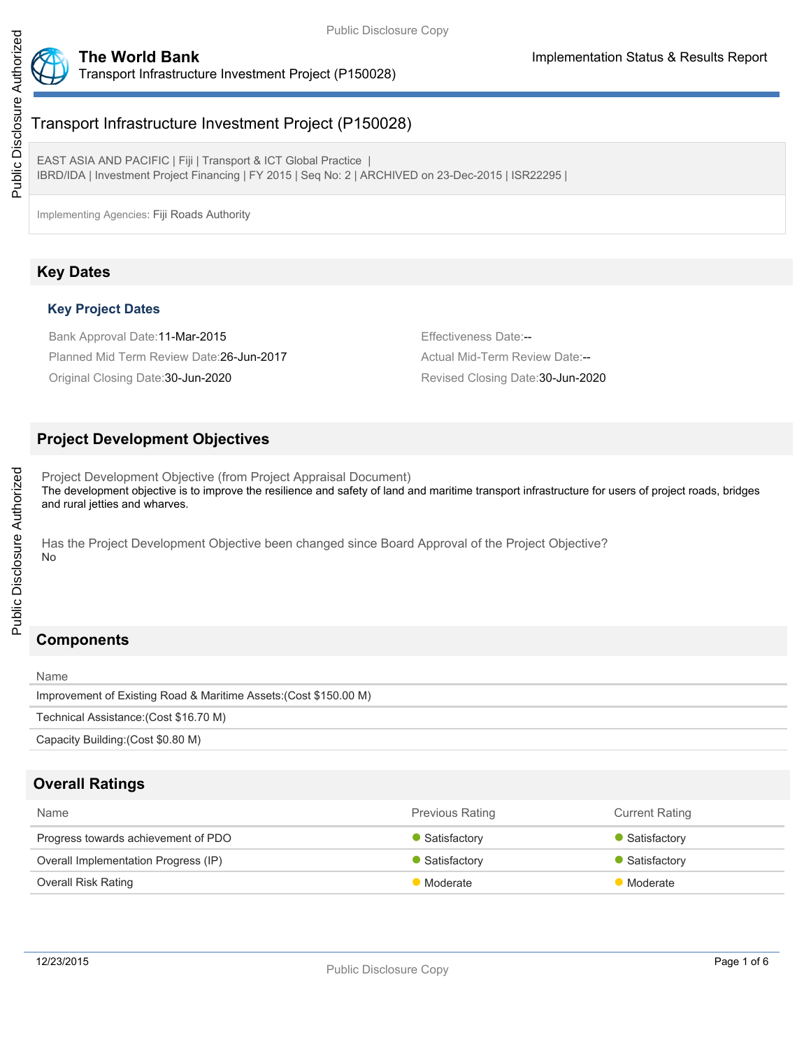# Transport Infrastructure Investment Project (P150028)

EAST ASIA AND PACIFIC | Fiji | Transport & ICT Global Practice |
IBRD/IDA | Investment Project Financing | FY 2015 | Seq No: 2 | ARCHIVED on 23-Dec-2015 | ISR22295 |

Implementing Agencies: Fiji Roads Authority

## Key Dates

### Key Project Dates

Bank Approval Date:11-Mar-2015

Effectiveness Date:--

Planned Mid Term Review Date:26-Jun-2017

Actual Mid-Term Review Date:--

Original Closing Date:30-Jun-2020

Revised Closing Date:30-Jun-2020

## Project Development Objectives

Project Development Objective (from Project Appraisal Document)

The development objective is to improve the resilience and safety of land and maritime transport infrastructure for users of project roads, bridges and rural jetties and wharves.

Has the Project Development Objective been changed since Board Approval of the Project Objective?

No

## Components

| Name |
|---|
| Improvement of Existing Road & Maritime Assets:(Cost $150.00 M) |
| Technical Assistance:(Cost $16.70 M) |
| Capacity Building:(Cost $0.80 M) |

## Overall Ratings

| Name | Previous Rating | Current Rating |
|---|---|---|
| Progress towards achievement of PDO | Satisfactory | Satisfactory |
| Overall Implementation Progress (IP) | Satisfactory | Satisfactory |
| Overall Risk Rating | Moderate | Moderate |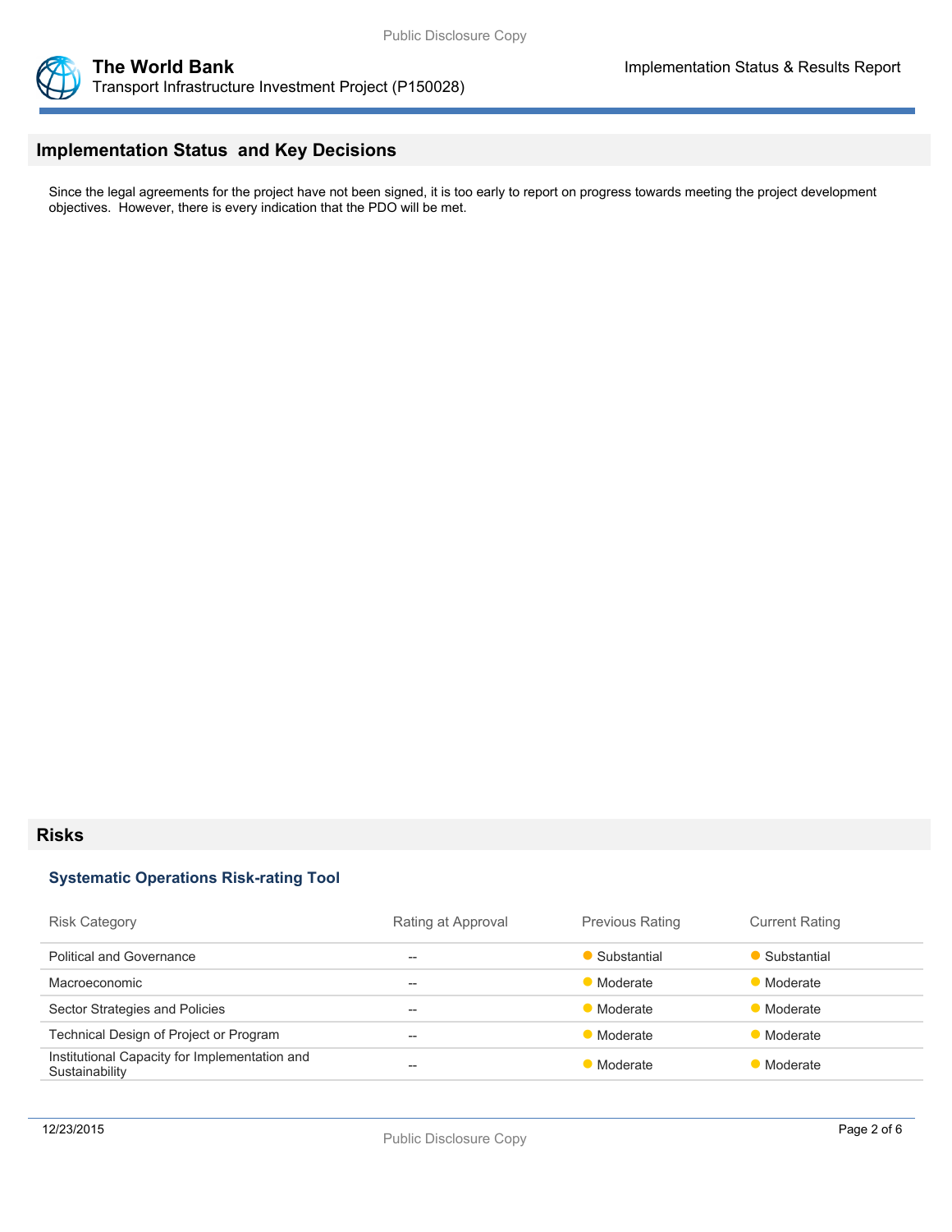## Implementation Status and Key Decisions

Since the legal agreements for the project have not been signed, it is too early to report on progress towards meeting the project development objectives. However, there is every indication that the PDO will be met.

## Risks

### Systematic Operations Risk-rating Tool

| Risk Category | Rating at Approval | Previous Rating | Current Rating |
|---|---|---|---|
| Political and Governance | -- | Substantial | Substantial |
| Macroeconomic | -- | Moderate | Moderate |
| Sector Strategies and Policies | -- | Moderate | Moderate |
| Technical Design of Project or Program | -- | Moderate | Moderate |
| Institutional Capacity for Implementation and Sustainability | -- | Moderate | Moderate |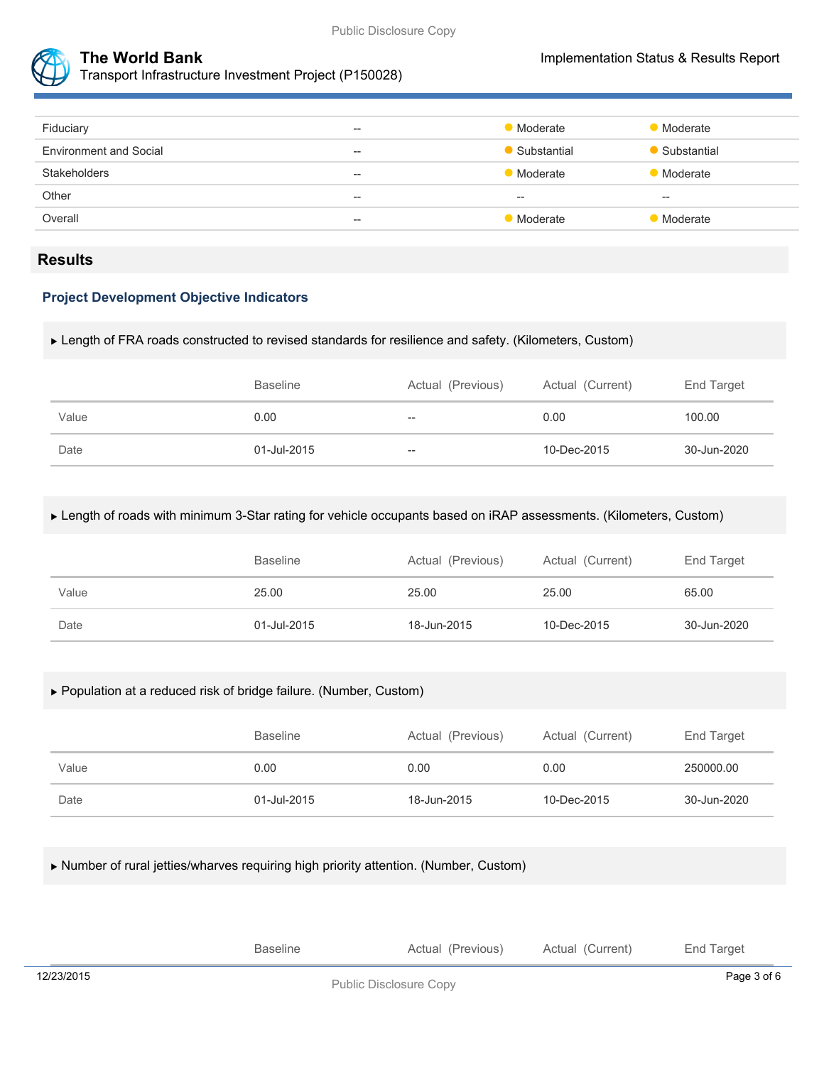| | | | |
|---|---|---|---|
| Fiduciary | -- | Moderate | Moderate |
| Environment and Social | -- | Substantial | Substantial |
| Stakeholders | -- | Moderate | Moderate |
| Other | -- | -- | -- |
| Overall | -- | Moderate | Moderate |

## Results

### Project Development Objective Indicators

▶ Length of FRA roads constructed to revised standards for resilience and safety. (Kilometers, Custom)

| | Baseline | Actual (Previous) | Actual (Current) | End Target |
|---|---|---|---|---|
| Value | 0.00 | -- | 0.00 | 100.00 |
| Date | 01-Jul-2015 | -- | 10-Dec-2015 | 30-Jun-2020 |

▶ Length of roads with minimum 3-Star rating for vehicle occupants based on iRAP assessments. (Kilometers, Custom)

| | Baseline | Actual (Previous) | Actual (Current) | End Target |
|---|---|---|---|---|
| Value | 25.00 | 25.00 | 25.00 | 65.00 |
| Date | 01-Jul-2015 | 18-Jun-2015 | 10-Dec-2015 | 30-Jun-2020 |

▶ Population at a reduced risk of bridge failure. (Number, Custom)

| | Baseline | Actual (Previous) | Actual (Current) | End Target |
|---|---|---|---|---|
| Value | 0.00 | 0.00 | 0.00 | 250000.00 |
| Date | 01-Jul-2015 | 18-Jun-2015 | 10-Dec-2015 | 30-Jun-2020 |

▶ Number of rural jetties/wharves requiring high priority attention. (Number, Custom)

| | Baseline | Actual (Previous) | Actual (Current) | End Target |
|---|---|---|---|---|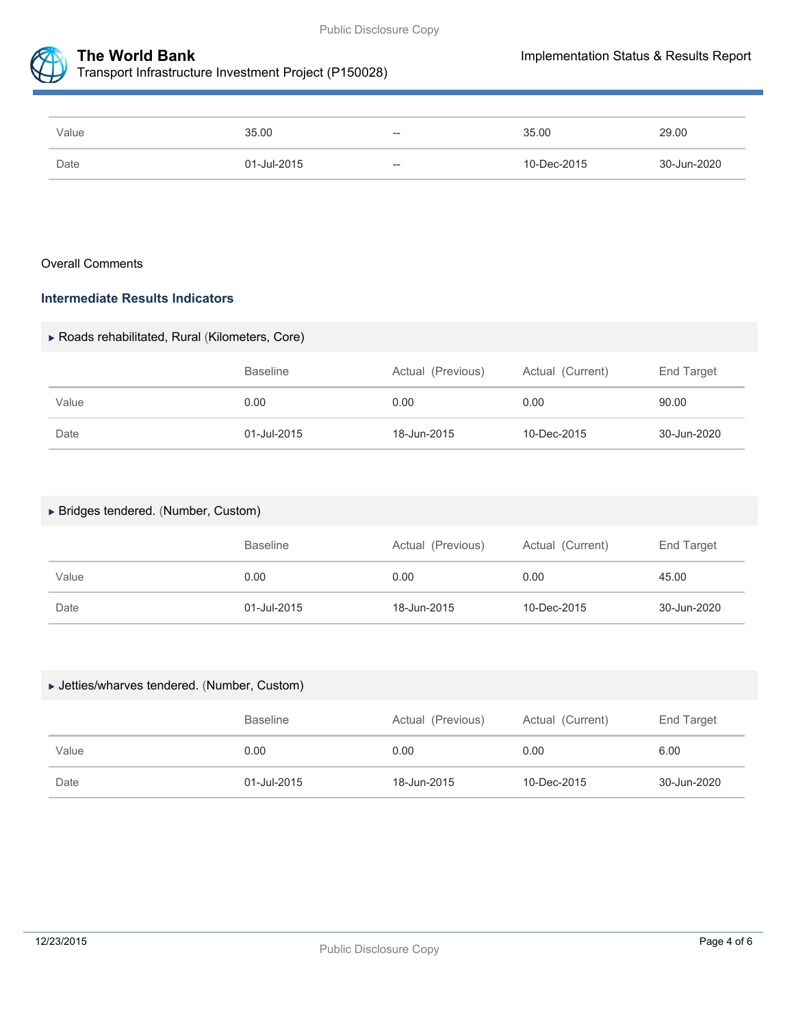| | | | | |
|---|---|---|---|---|
| Value | 35.00 | -- | 35.00 | 29.00 |
| Date | 01-Jul-2015 | -- | 10-Dec-2015 | 30-Jun-2020 |

Overall Comments

### Intermediate Results Indicators

#### ▶ Roads rehabilitated, Rural (Kilometers, Core)

| | Baseline | Actual (Previous) | Actual (Current) | End Target |
|---|---|---|---|---|
| Value | 0.00 | 0.00 | 0.00 | 90.00 |
| Date | 01-Jul-2015 | 18-Jun-2015 | 10-Dec-2015 | 30-Jun-2020 |

#### ▶ Bridges tendered. (Number, Custom)

| | Baseline | Actual (Previous) | Actual (Current) | End Target |
|---|---|---|---|---|
| Value | 0.00 | 0.00 | 0.00 | 45.00 |
| Date | 01-Jul-2015 | 18-Jun-2015 | 10-Dec-2015 | 30-Jun-2020 |

#### ▶ Jetties/wharves tendered. (Number, Custom)

| | Baseline | Actual (Previous) | Actual (Current) | End Target |
|---|---|---|---|---|
| Value | 0.00 | 0.00 | 0.00 | 6.00 |
| Date | 01-Jul-2015 | 18-Jun-2015 | 10-Dec-2015 | 30-Jun-2020 |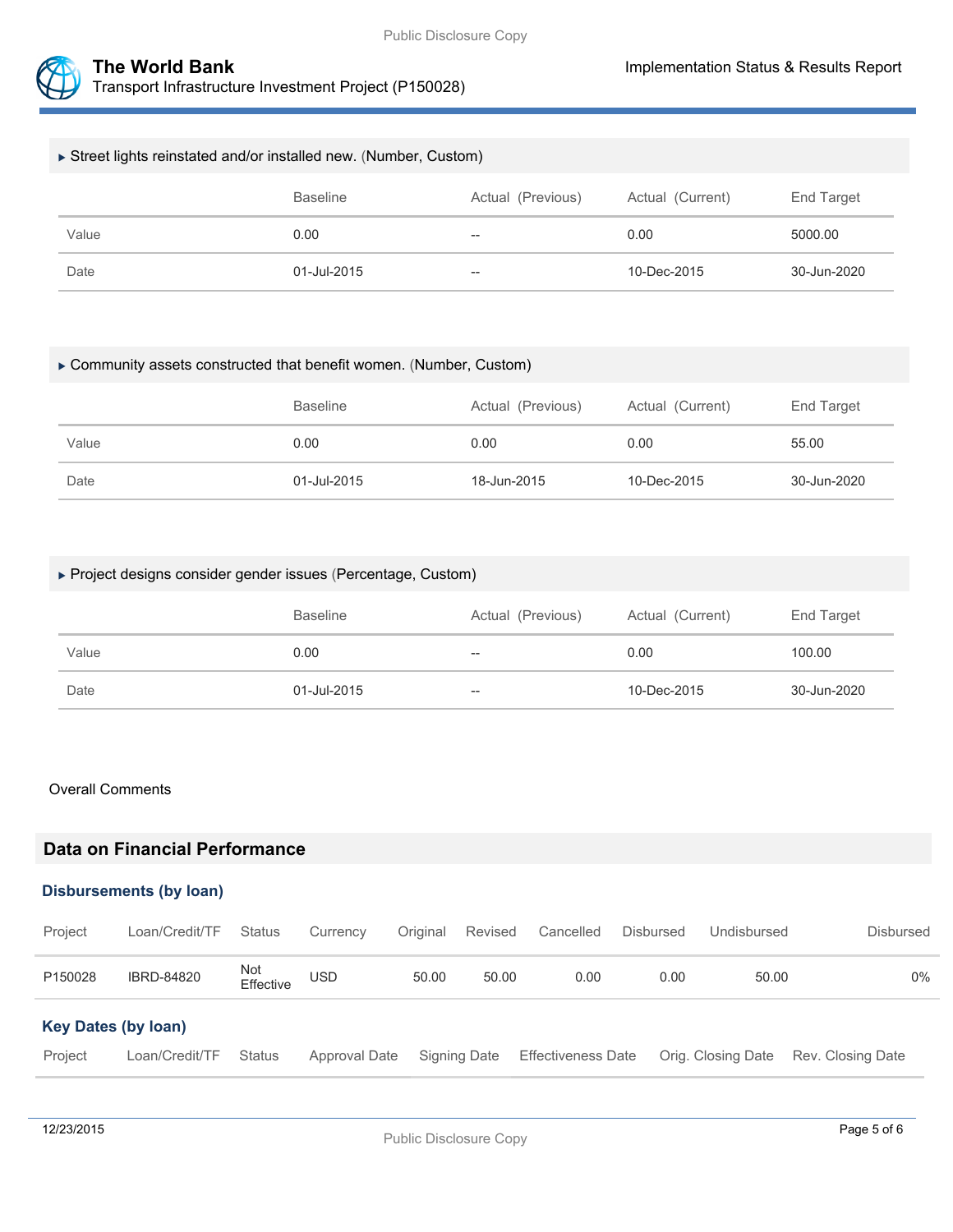▸ Street lights reinstated and/or installed new. (Number, Custom)

| | Baseline | Actual (Previous) | Actual (Current) | End Target |
|---|---|---|---|---|
| Value | 0.00 | -- | 0.00 | 5000.00 |
| Date | 01-Jul-2015 | -- | 10-Dec-2015 | 30-Jun-2020 |

▸ Community assets constructed that benefit women. (Number, Custom)

| | Baseline | Actual (Previous) | Actual (Current) | End Target |
|---|---|---|---|---|
| Value | 0.00 | 0.00 | 0.00 | 55.00 |
| Date | 01-Jul-2015 | 18-Jun-2015 | 10-Dec-2015 | 30-Jun-2020 |

▸ Project designs consider gender issues (Percentage, Custom)

| | Baseline | Actual (Previous) | Actual (Current) | End Target |
|---|---|---|---|---|
| Value | 0.00 | -- | 0.00 | 100.00 |
| Date | 01-Jul-2015 | -- | 10-Dec-2015 | 30-Jun-2020 |

Overall Comments

## Data on Financial Performance

### Disbursements (by loan)

| Project | Loan/Credit/TF | Status | Currency | Original | Revised | Cancelled | Disbursed | Undisbursed | Disbursed |
|---|---|---|---|---|---|---|---|---|---|
| P150028 | IBRD-84820 | Not Effective | USD | 50.00 | 50.00 | 0.00 | 0.00 | 50.00 | 0% |

### Key Dates (by loan)

| Project | Loan/Credit/TF | Status | Approval Date | Signing Date | Effectiveness Date | Orig. Closing Date | Rev. Closing Date |
|---|---|---|---|---|---|---|---|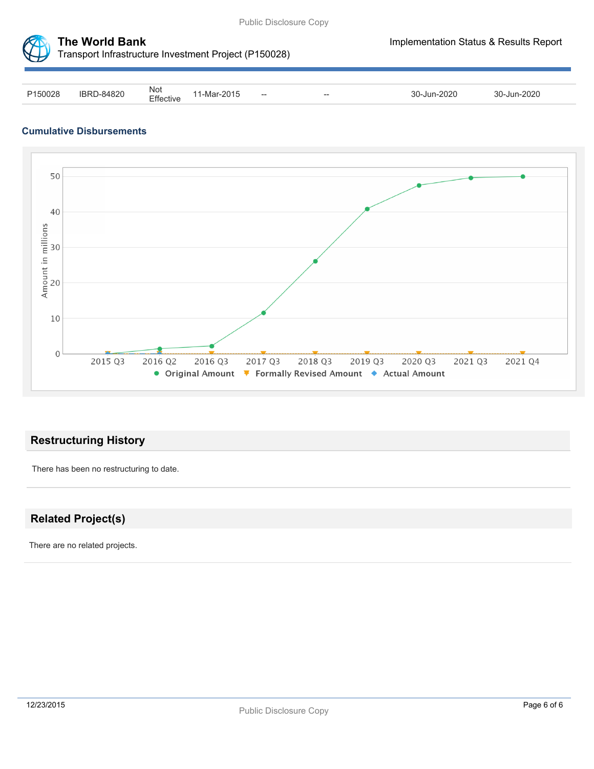| | | | | | | | |
|---|---|---|---|---|---|---|---|
| P150028 | IBRD-84820 | Not Effective | 11-Mar-2015 | -- | -- | 30-Jun-2020 | 30-Jun-2020 |

### Cumulative Disbursements

Amount in millions
50
40
30
20
10
0
2015 Q3
2016 Q2
2016 Q3
2017 Q3
2018 Q3
2019 Q3
2020 Q3
2021 Q3
2021 Q4
Original Amount
Formally Revised Amount
Actual Amount

## Restructuring History

There has been no restructuring to date.

## Related Project(s)

There are no related projects.